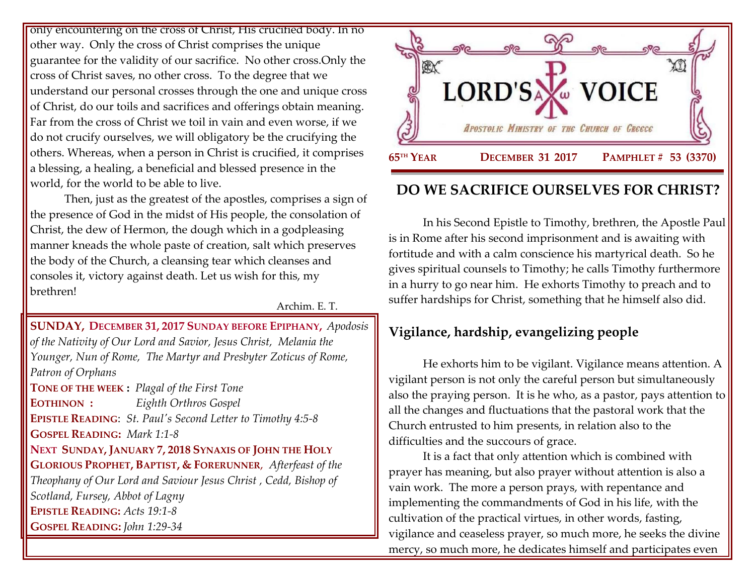only encountering on the cross of Christ, His crucified body. In no other way. Only the cross of Christ comprises the unique guarantee for the validity of our sacrifice. No other cross.Only the cross of Christ saves, no other cross. To the degree that we understand our personal crosses through the one and unique cross of Christ, do our toils and sacrifices and offerings obtain meaning. Far from the cross of Christ we toil in vain and even worse, if we do not crucify ourselves, we will obligatory be the crucifying the others. Whereas, when a person in Christ is crucified, it comprises a blessing, a healing, a beneficial and blessed presence in the world, for the world to be able to live.

Then, just as the greatest of the apostles, comprises a sign of the presence of God in the midst of His people, the consolation of Christ, the dew of Hermon, the dough which in a godpleasing manner kneads the whole paste of creation, salt which preserves the body of the Church, a cleansing tear which cleanses and consoles it, victory against death. Let us wish for this, my brethren!

Archim. E. T.

**SUNDAY, DECEMBER 31, 2017 SUNDAY BEFORE EPIPHANY,** *Apodosis of the Nativity of Our Lord and Savior, Jesus Christ, Melania the Younger, Nun of Rome, The Martyr and Presbyter Zoticus of Rome, Patron of Orphans*

**TONE OF THE WEEK :** *Plagal of the First Tone*

**EOTHINON :** *Eighth Orthros Gospel*

**EPISTLE READING**: *St. Paul's Second Letter to Timothy 4:5-8*

**GOSPEL READING:** *Mark 1:1-8*

**NEXT SUNDAY, JANUARY 7, 2018 SYNAXIS OF JOHN THE HOLY GLORIOUS PROPHET, BAPTIST, & FORERUNNER**, *Afterfeast of the Theophany of Our Lord and Saviour Jesus Christ , Cedd, Bishop of Scotland, Fursey, Abbot of Lagny*

**EPISTLE READING:** *Acts 19:1-8*

**GOSPEL READING:** *John 1:29-34*

# LORD'S VOICE

*Apostolic Ministry of the Church of Greece*

**65TH YEAR** **DECEMBER 31 2017** **PAMPHLET # 53 (3370)**

## DO WE SACRIFICE OURSELVES FOR CHRIST?

In his Second Epistle to Timothy, brethren, the Apostle Paul is in Rome after his second imprisonment and is awaiting with fortitude and with a calm conscience his martyrical death. So he gives spiritual counsels to Timothy; he calls Timothy furthermore in a hurry to go near him. He exhorts Timothy to preach and to suffer hardships for Christ, something that he himself also did.

### Vigilance, hardship, evangelizing people

He exhorts him to be vigilant. Vigilance means attention. A vigilant person is not only the careful person but simultaneously also the praying person. It is he who, as a pastor, pays attention to all the changes and fluctuations that the pastoral work that the Church entrusted to him presents, in relation also to the difficulties and the succours of grace.

It is a fact that only attention which is combined with prayer has meaning, but also prayer without attention is also a vain work. The more a person prays, with repentance and implementing the commandments of God in his life, with the cultivation of the practical virtues, in other words, fasting, vigilance and ceaseless prayer, so much more, he seeks the divine mercy, so much more, he dedicates himself and participates even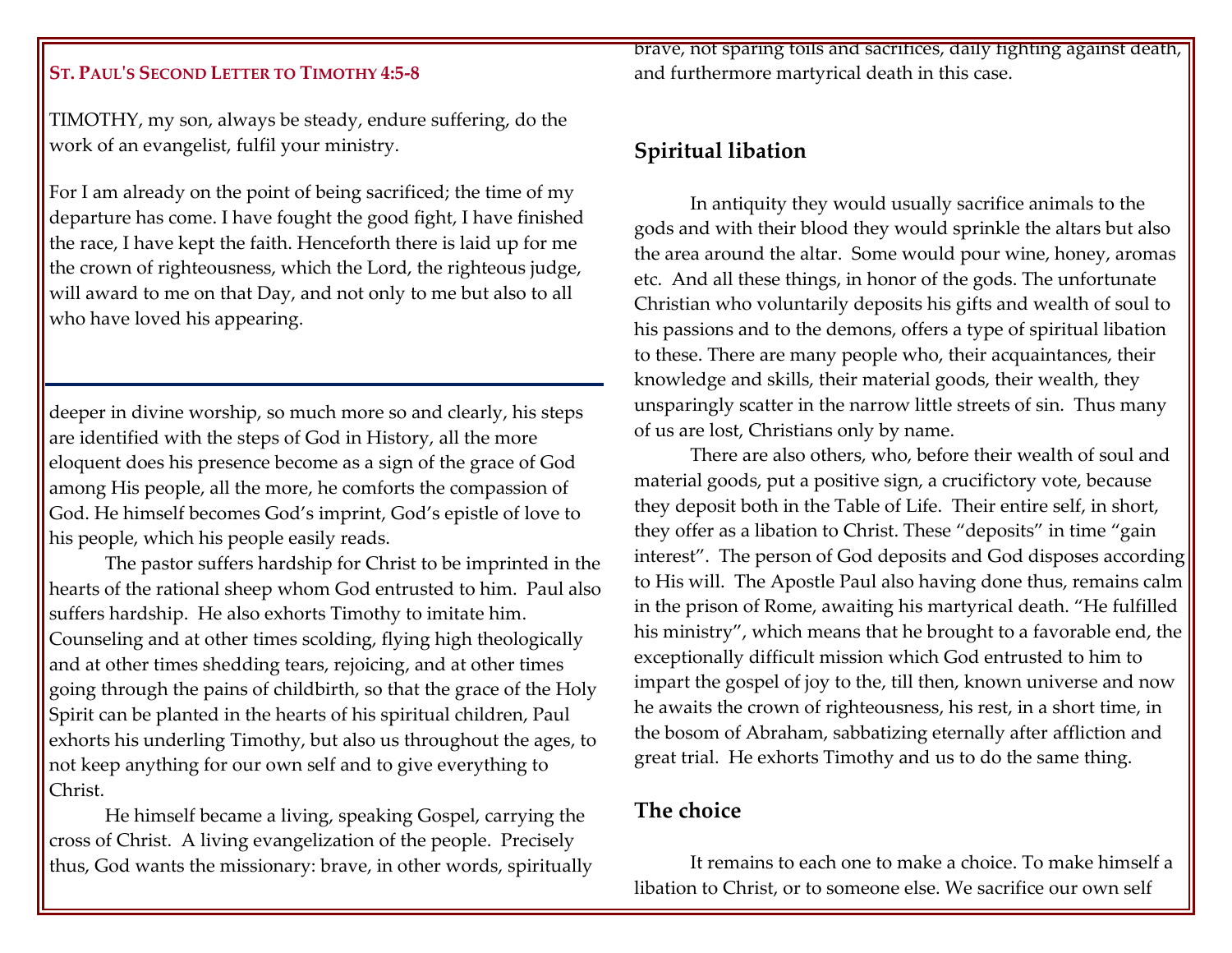**St. Paul's Second Letter to Timothy 4:5-8**

TIMOTHY, my son, always be steady, endure suffering, do the work of an evangelist, fulfil your ministry.

For I am already on the point of being sacrificed; the time of my departure has come. I have fought the good fight, I have finished the race, I have kept the faith. Henceforth there is laid up for me the crown of righteousness, which the Lord, the righteous judge, will award to me on that Day, and not only to me but also to all who have loved his appearing.

---

deeper in divine worship, so much more so and clearly, his steps are identified with the steps of God in History, all the more eloquent does his presence become as a sign of the grace of God among His people, all the more, he comforts the compassion of God. He himself becomes God's imprint, God's epistle of love to his people, which his people easily reads.

The pastor suffers hardship for Christ to be imprinted in the hearts of the rational sheep whom God entrusted to him. Paul also suffers hardship. He also exhorts Timothy to imitate him. Counseling and at other times scolding, flying high theologically and at other times shedding tears, rejoicing, and at other times going through the pains of childbirth, so that the grace of the Holy Spirit can be planted in the hearts of his spiritual children, Paul exhorts his underling Timothy, but also us throughout the ages, to not keep anything for our own self and to give everything to Christ.

He himself became a living, speaking Gospel, carrying the cross of Christ. A living evangelization of the people. Precisely thus, God wants the missionary: brave, in other words, spiritually brave, not sparing toils and sacrifices, daily fighting against death, and furthermore martyrical death in this case.

## Spiritual libation

In antiquity they would usually sacrifice animals to the gods and with their blood they would sprinkle the altars but also the area around the altar. Some would pour wine, honey, aromas etc. And all these things, in honor of the gods. The unfortunate Christian who voluntarily deposits his gifts and wealth of soul to his passions and to the demons, offers a type of spiritual libation to these. There are many people who, their acquaintances, their knowledge and skills, their material goods, their wealth, they unsparingly scatter in the narrow little streets of sin. Thus many of us are lost, Christians only by name.

There are also others, who, before their wealth of soul and material goods, put a positive sign, a crucifictory vote, because they deposit both in the Table of Life. Their entire self, in short, they offer as a libation to Christ. These "deposits" in time "gain interest". The person of God deposits and God disposes according to His will. The Apostle Paul also having done thus, remains calm in the prison of Rome, awaiting his martyrical death. "He fulfilled his ministry", which means that he brought to a favorable end, the exceptionally difficult mission which God entrusted to him to impart the gospel of joy to the, till then, known universe and now he awaits the crown of righteousness, his rest, in a short time, in the bosom of Abraham, sabbatizing eternally after affliction and great trial. He exhorts Timothy and us to do the same thing.

## The choice

It remains to each one to make a choice. To make himself a libation to Christ, or to someone else. We sacrifice our own self